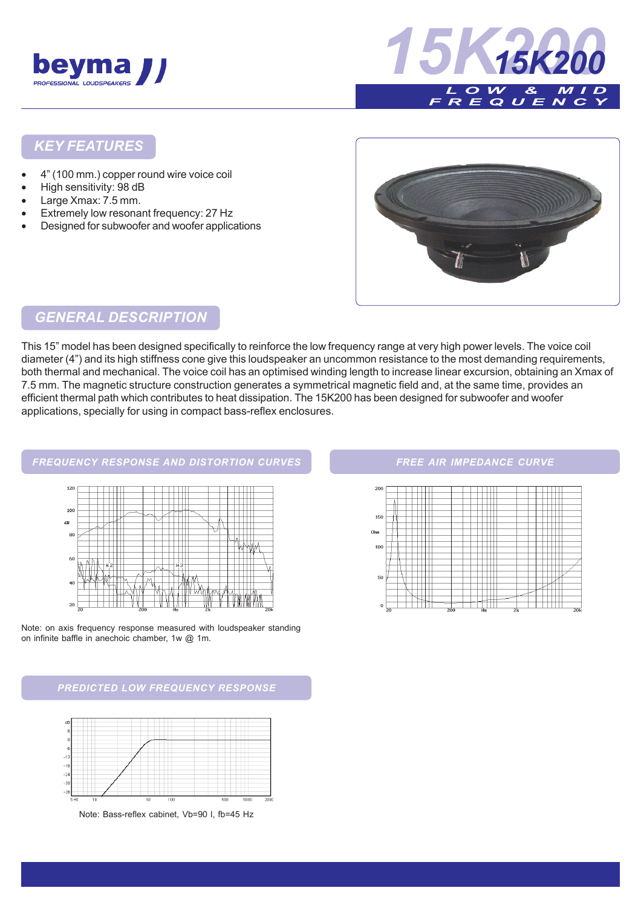# 15K200

**LOW & MID FREQUENCY**

## KEY FEATURES

- 4" (100 mm.) copper round wire voice coil
- High sensitivity: 98 dB
- Large Xmax: 7.5 mm.
- Extremely low resonant frequency: 27 Hz
- Designed for subwoofer and woofer applications

## GENERAL DESCRIPTION

This 15" model has been designed specifically to reinforce the low frequency range at very high power levels. The voice coil diameter (4") and its high stiffness cone give this loudspeaker an uncommon resistance to the most demanding requirements, both thermal and mechanical. The voice coil has an optimised winding length to increase linear excursion, obtaining an Xmax of 7.5 mm. The magnetic structure construction generates a symmetrical magnetic field and, at the same time, provides an efficient thermal path which contributes to heat dissipation. The 15K200 has been designed for subwoofer and woofer applications, specially for using in compact bass-reflex enclosures.

## FREQUENCY RESPONSE AND DISTORTION CURVES

Note: on axis frequency response measured with loudspeaker standing on infinite baffle in anechoic chamber, 1w @ 1m.

## FREE AIR IMPEDANCE CURVE

## PREDICTED LOW FREQUENCY RESPONSE

Note: Bass-reflex cabinet, Vb=90 l, fb=45 Hz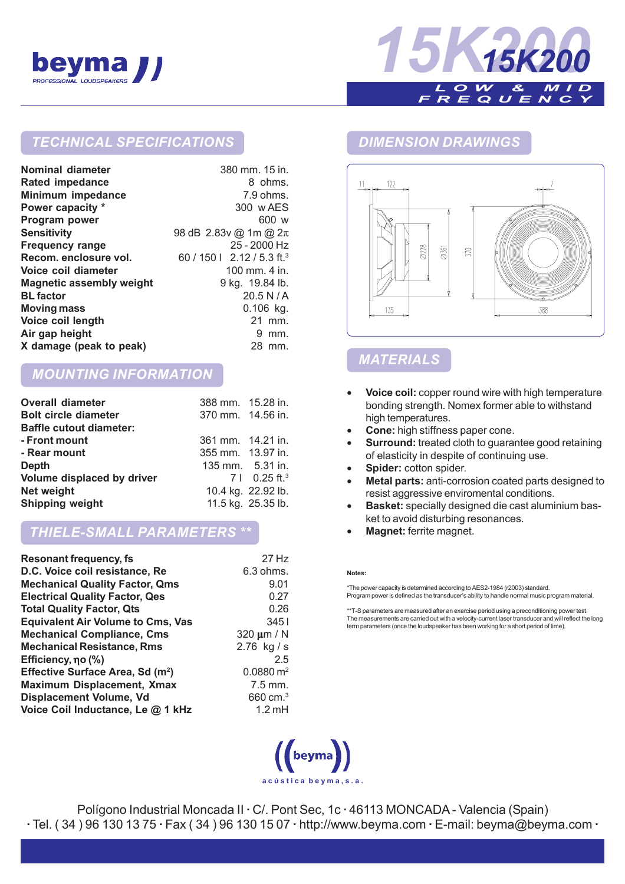beyma PROFESSIONAL LOUDSPEAKERS

# 15K200

LOW & MID FREQUENCY

## TECHNICAL SPECIFICATIONS

| | |
|---|---|
| **Nominal diameter** | 380 mm. 15 in. |
| **Rated impedance** | 8 ohms. |
| **Minimum impedance** | 7.9 ohms. |
| **Power capacity *** | 300 w AES |
| **Program power** | 600 w |
| **Sensitivity** | 98 dB 2.83v @ 1m @ $2\pi$ |
| **Frequency range** | 25 - 2000 Hz |
| **Recom. enclosure vol.** | 60 / 150 l 2.12 / 5.3 ft.$^3$ |
| **Voice coil diameter** | 100 mm. 4 in. |
| **Magnetic assembly weight** | 9 kg. 19.84 lb. |
| **BL factor** | 20.5 N / A |
| **Moving mass** | 0.106 kg. |
| **Voice coil length** | 21 mm. |
| **Air gap height** | 9 mm. |
| **X damage (peak to peak)** | 28 mm. |

## MOUNTING INFORMATION

| | | |
|---|---|---|
| **Overall diameter** | 388 mm. | 15.28 in. |
| **Bolt circle diameter** | 370 mm. | 14.56 in. |
| **Baffle cutout diameter:** | | |
| **- Front mount** | 361 mm. | 14.21 in. |
| **- Rear mount** | 355 mm. | 13.97 in. |
| **Depth** | 135 mm. | 5.31 in. |
| **Volume displaced by driver** | 7 l | 0.25 ft.$^3$ |
| **Net weight** | 10.4 kg. | 22.92 lb. |
| **Shipping weight** | 11.5 kg. | 25.35 lb. |

## THIELE-SMALL PARAMETERS **

| | |
|---|---|
| **Resonant frequency, fs** | 27 Hz |
| **D.C. Voice coil resistance, Re** | 6.3 ohms. |
| **Mechanical Quality Factor, Qms** | 9.01 |
| **Electrical Quality Factor, Qes** | 0.27 |
| **Total Quality Factor, Qts** | 0.26 |
| **Equivalent Air Volume to Cms, Vas** | 345 l |
| **Mechanical Compliance, Cms** | 320 $\mu$m / N |
| **Mechanical Resistance, Rms** | 2.76 kg / s |
| **Efficiency, $\eta_0$ (%)** | 2.5 |
| **Effective Surface Area, Sd (m$^2$)** | 0.0880 m$^2$ |
| **Maximum Displacement, Xmax** | 7.5 mm. |
| **Displacement Volume, Vd** | 660 cm.$^3$ |
| **Voice Coil Inductance, Le @ 1 kHz** | 1.2 mH |

## DIMENSION DRAWINGS

11
122
Ø228
Ø361
370
7
135
388

## MATERIALS

- **Voice coil:** copper round wire with high temperature bonding strength. Nomex former able to withstand high temperatures.
- **Cone:** high stiffness paper cone.
- **Surround:** treated cloth to guarantee good retaining of elasticity in despite of continuing use.
- **Spider:** cotton spider.
- **Metal parts:** anti-corrosion coated parts designed to resist aggresive enviromental conditions.
- **Basket:** specially designed die cast aluminium basket to avoid disturbing resonances.
- **Magnet:** ferrite magnet.

**Notes:**

*The power capacity is determined according to AES2-1984 (r2003) standard.
Program power is defined as the transducer's ability to handle normal music program material.

**T-S parameters are measured after an exercise period using a preconditioning power test. The measurements are carried out with a velocity-current laser transducer and will reflect the long term parameters (once the loudspeaker has been working for a short period of time).

beyma
acústica beyma, s.a.

Polígono Industrial Moncada II · C/. Pont Sec, 1c · 46113 MONCADA - Valencia (Spain)
· Tel. ( 34 ) 96 130 13 75 · Fax ( 34 ) 96 130 15 07 · http://www.beyma.com · E-mail: beyma@beyma.com ·